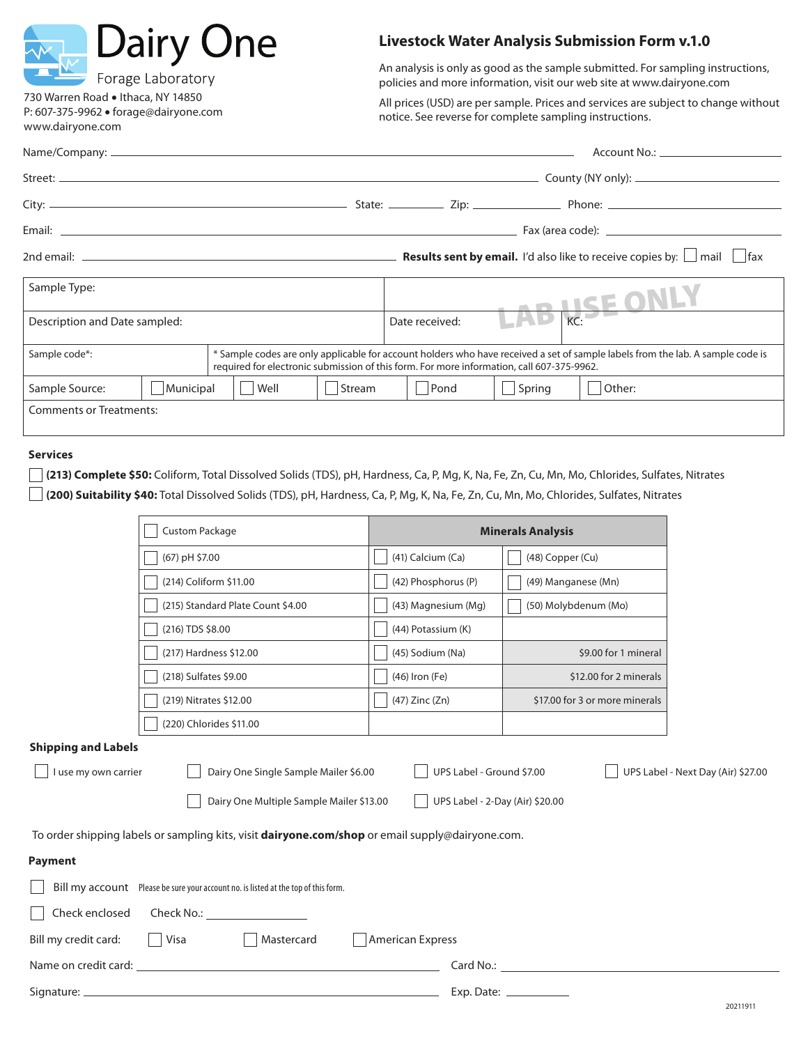# Dairy One

Forage Laboratory

730 Warren Road • Ithaca, NY 14850
P: 607-375-9962 • forage@dairyone.com
www.dairyone.com

## Livestock Water Analysis Submission Form v.1.0

An analysis is only as good as the sample submitted. For sampling instructions, policies and more information, visit our web site at www.dairyone.com

All prices (USD) are per sample. Prices and services are subject to change without notice. See reverse for complete sampling instructions.

Name/Company: ______________________ Account No.: ______________

Street: ______________________ County (NY only): ______________

City: ______________ State: ______ Zip: ______ Phone: ______________

Email: ______________________ Fax (area code): ______________

2nd email: ______________ **Results sent by email.** I'd also like to receive copies by: ☐ mail ☐ fax

| Sample Type: | LAB USE ONLY | |
|---|---|---|
| Description and Date sampled: | Date received: | KC: |

Sample code*:

\* Sample codes are only applicable for account holders who have received a set of sample labels from the lab. A sample code is required for electronic submission of this form. For more information, call 607-375-9962.

Sample Source: ☐ Municipal ☐ Well ☐ Stream ☐ Pond ☐ Spring ☐ Other:

Comments or Treatments:

### Services

☐ **(213) Complete $50:** Coliform, Total Dissolved Solids (TDS), pH, Hardness, Ca, P, Mg, K, Na, Fe, Zn, Cu, Mn, Mo, Chlorides, Sulfates, Nitrates

☐ **(200) Suitability $40:** Total Dissolved Solids (TDS), pH, Hardness, Ca, P, Mg, K, Na, Fe, Zn, Cu, Mn, Mo, Chlorides, Sulfates, Nitrates

| ☐ Custom Package | **Minerals Analysis** | |
|---|---|---|
| ☐ (67) pH $7.00 | ☐ (41) Calcium (Ca) | ☐ (48) Copper (Cu) |
| ☐ (214) Coliform $11.00 | ☐ (42) Phosphorus (P) | ☐ (49) Manganese (Mn) |
| ☐ (215) Standard Plate Count $4.00 | ☐ (43) Magnesium (Mg) | ☐ (50) Molybdenum (Mo) |
| ☐ (216) TDS $8.00 | ☐ (44) Potassium (K) | |
| ☐ (217) Hardness $12.00 | ☐ (45) Sodium (Na) | $9.00 for 1 mineral |
| ☐ (218) Sulfates $9.00 | ☐ (46) Iron (Fe) | $12.00 for 2 minerals |
| ☐ (219) Nitrates $12.00 | ☐ (47) Zinc (Zn) | $17.00 for 3 or more minerals |
| ☐ (220) Chlorides $11.00 | | |

### Shipping and Labels

☐ I use my own carrier
☐ Dairy One Single Sample Mailer $6.00
☐ UPS Label - Ground $7.00
☐ UPS Label - Next Day (Air) $27.00
☐ Dairy One Multiple Sample Mailer $13.00
☐ UPS Label - 2-Day (Air) $20.00

To order shipping labels or sampling kits, visit **dairyone.com/shop** or email supply@dairyone.com.

### Payment

☐ Bill my account Please be sure your account no. is listed at the top of this form.

☐ Check enclosed Check No.: ______________

Bill my credit card: ☐ Visa ☐ Mastercard ☐ American Express

Name on credit card: ______________________ Card No.: ______________________

Signature: ______________________ Exp. Date: ______________

20211911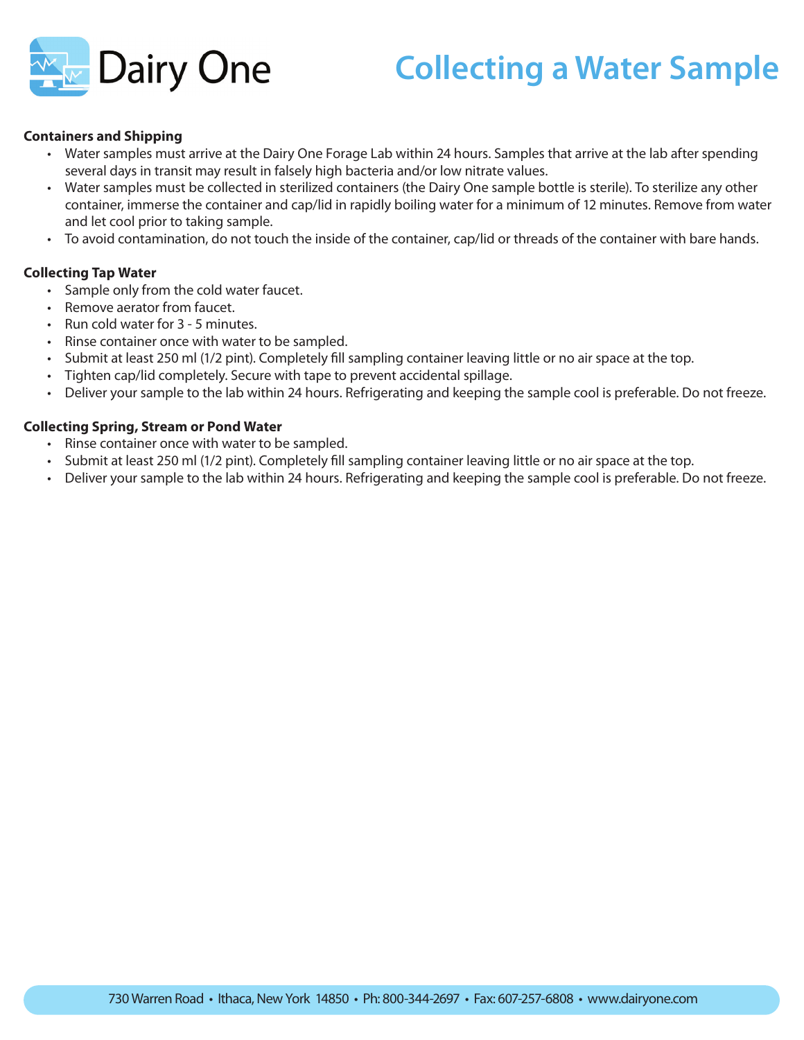Dairy One

# Collecting a Water Sample

**Containers and Shipping**

- Water samples must arrive at the Dairy One Forage Lab within 24 hours. Samples that arrive at the lab after spending several days in transit may result in falsely high bacteria and/or low nitrate values.
- Water samples must be collected in sterilized containers (the Dairy One sample bottle is sterile). To sterilize any other container, immerse the container and cap/lid in rapidly boiling water for a minimum of 12 minutes. Remove from water and let cool prior to taking sample.
- To avoid contamination, do not touch the inside of the container, cap/lid or threads of the container with bare hands.

**Collecting Tap Water**

- Sample only from the cold water faucet.
- Remove aerator from faucet.
- Run cold water for 3 - 5 minutes.
- Rinse container once with water to be sampled.
- Submit at least 250 ml (1/2 pint). Completely fill sampling container leaving little or no air space at the top.
- Tighten cap/lid completely. Secure with tape to prevent accidental spillage.
- Deliver your sample to the lab within 24 hours. Refrigerating and keeping the sample cool is preferable. Do not freeze.

**Collecting Spring, Stream or Pond Water**

- Rinse container once with water to be sampled.
- Submit at least 250 ml (1/2 pint). Completely fill sampling container leaving little or no air space at the top.
- Deliver your sample to the lab within 24 hours. Refrigerating and keeping the sample cool is preferable. Do not freeze.

730 Warren Road • Ithaca, New York 14850 • Ph: 800-344-2697 • Fax: 607-257-6808 • www.dairyone.com